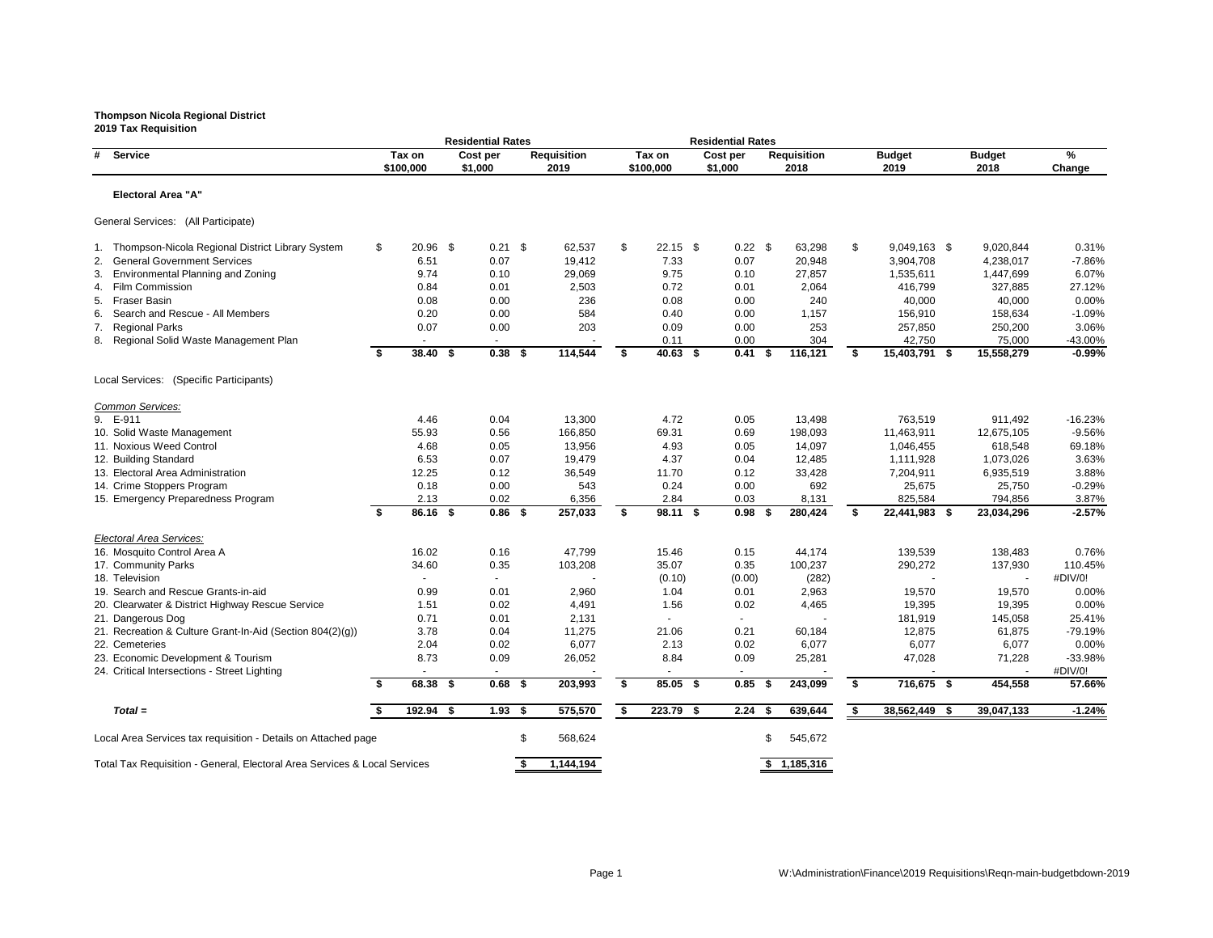**Thompson Nicola Regional District**
**2019 Tax Requisition**

| # | Service | Residential Rates Tax on $100,000 | Residential Rates Cost per $1,000 | Requisition 2019 | Residential Rates Tax on $100,000 | Residential Rates Cost per $1,000 | Requisition 2018 | Budget 2019 | Budget 2018 | % Change |
|---|---|---|---|---|---|---|---|---|---|---|
| | **Electoral Area "A"** | | | | | | | | | |
| | General Services: (All Participate) | | | | | | | | | |
| 1. | Thompson-Nicola Regional District Library System | $ 20.96 | $ 0.21 | $ 62,537 | $ 22.15 | $ 0.22 | $ 63,298 | $ 9,049,163 | $ 9,020,844 | 0.31% |
| 2. | General Government Services | 6.51 | 0.07 | 19,412 | 7.33 | 0.07 | 20,948 | 3,904,708 | 4,238,017 | -7.86% |
| 3. | Environmental Planning and Zoning | 9.74 | 0.10 | 29,069 | 9.75 | 0.10 | 27,857 | 1,535,611 | 1,447,699 | 6.07% |
| 4. | Film Commission | 0.84 | 0.01 | 2,503 | 0.72 | 0.01 | 2,064 | 416,799 | 327,885 | 27.12% |
| 5. | Fraser Basin | 0.08 | 0.00 | 236 | 0.08 | 0.00 | 240 | 40,000 | 40,000 | 0.00% |
| 6. | Search and Rescue - All Members | 0.20 | 0.00 | 584 | 0.40 | 0.00 | 1,157 | 156,910 | 158,634 | -1.09% |
| 7. | Regional Parks | 0.07 | 0.00 | 203 | 0.09 | 0.00 | 253 | 257,850 | 250,200 | 3.06% |
| 8. | Regional Solid Waste Management Plan | - | - | - | 0.11 | 0.00 | 304 | 42,750 | 75,000 | -43.00% |
| | | **$ 38.40** | **$ 0.38** | **$ 114,544** | **$ 40.63** | **$ 0.41** | **$ 116,121** | **$ 15,403,791** | **$ 15,558,279** | **-0.99%** |
| | Local Services: (Specific Participants) | | | | | | | | | |
| | *Common Services:* | | | | | | | | | |
| 9. | E-911 | 4.46 | 0.04 | 13,300 | 4.72 | 0.05 | 13,498 | 763,519 | 911,492 | -16.23% |
| 10. | Solid Waste Management | 55.93 | 0.56 | 166,850 | 69.31 | 0.69 | 198,093 | 11,463,911 | 12,675,105 | -9.56% |
| 11. | Noxious Weed Control | 4.68 | 0.05 | 13,956 | 4.93 | 0.05 | 14,097 | 1,046,455 | 618,548 | 69.18% |
| 12. | Building Standard | 6.53 | 0.07 | 19,479 | 4.37 | 0.04 | 12,485 | 1,111,928 | 1,073,026 | 3.63% |
| 13. | Electoral Area Administration | 12.25 | 0.12 | 36,549 | 11.70 | 0.12 | 33,428 | 7,204,911 | 6,935,519 | 3.88% |
| 14. | Crime Stoppers Program | 0.18 | 0.00 | 543 | 0.24 | 0.00 | 692 | 25,675 | 25,750 | -0.29% |
| 15. | Emergency Preparedness Program | 2.13 | 0.02 | 6,356 | 2.84 | 0.03 | 8,131 | 825,584 | 794,856 | 3.87% |
| | | **$ 86.16** | **$ 0.86** | **$ 257,033** | **$ 98.11** | **$ 0.98** | **$ 280,424** | **$ 22,441,983** | **$ 23,034,296** | **-2.57%** |
| | *Electoral Area Services:* | | | | | | | | | |
| 16. | Mosquito Control Area A | 16.02 | 0.16 | 47,799 | 15.46 | 0.15 | 44,174 | 139,539 | 138,483 | 0.76% |
| 17. | Community Parks | 34.60 | 0.35 | 103,208 | 35.07 | 0.35 | 100,237 | 290,272 | 137,930 | 110.45% |
| 18. | Television | - | - | - | (0.10) | (0.00) | (282) | - | - | #DIV/0! |
| 19. | Search and Rescue Grants-in-aid | 0.99 | 0.01 | 2,960 | 1.04 | 0.01 | 2,963 | 19,570 | 19,570 | 0.00% |
| 20. | Clearwater & District Highway Rescue Service | 1.51 | 0.02 | 4,491 | 1.56 | 0.02 | 4,465 | 19,395 | 19,395 | 0.00% |
| 21. | Dangerous Dog | 0.71 | 0.01 | 2,131 | - | - | - | 181,919 | 145,058 | 25.41% |
| 21. | Recreation & Culture Grant-In-Aid (Section 804(2)(g)) | 3.78 | 0.04 | 11,275 | 21.06 | 0.21 | 60,184 | 12,875 | 61,875 | -79.19% |
| 22. | Cemeteries | 2.04 | 0.02 | 6,077 | 2.13 | 0.02 | 6,077 | 6,077 | 6,077 | 0.00% |
| 23. | Economic Development & Tourism | 8.73 | 0.09 | 26,052 | 8.84 | 0.09 | 25,281 | 47,028 | 71,228 | -33.98% |
| 24. | Critical Intersections - Street Lighting | - | - | - | - | - | - | - | - | #DIV/0! |
| | | **$ 68.38** | **$ 0.68** | **$ 203,993** | **$ 85.05** | **$ 0.85** | **$ 243,099** | **$ 716,675** | **$ 454,558** | **57.66%** |
| | ***Total =*** | **$ 192.94** | **$ 1.93** | **$ 575,570** | **$ 223.79** | **$ 2.24** | **$ 639,644** | **$ 38,562,449** | **$ 39,047,133** | **-1.24%** |
| | Local Area Services tax requisition - Details on Attached page | | | $ 568,624 | | | $ 545,672 | | | |
| | Total Tax Requisition - General, Electoral Area Services & Local Services | | | **$ 1,144,194** | | | **$ 1,185,316** | | | |

W:\Administration\Finance\2019 Requisitions\Reqn-main-budgetbdown-2019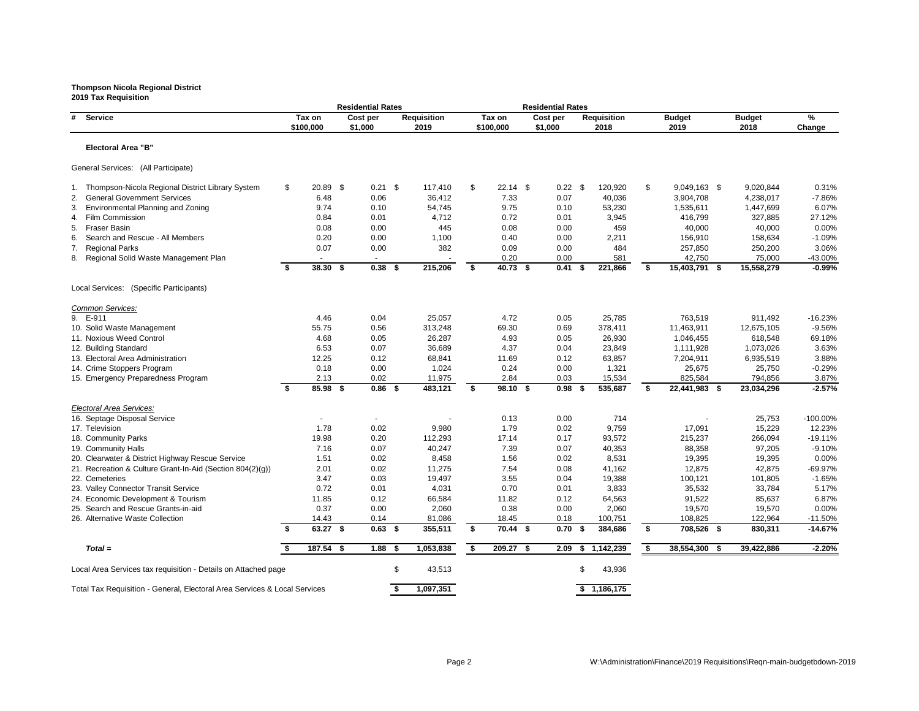**Thompson Nicola Regional District**
**2019 Tax Requisition**

| # | Service | Residential Rates Tax on $100,000 | Residential Rates Cost per $1,000 | Requisition 2019 | Residential Rates Tax on $100,000 | Residential Rates Cost per $1,000 | Requisition 2018 | Budget 2019 | Budget 2018 | % Change |
|---|---|---|---|---|---|---|---|---|---|---|
| | **Electoral Area "B"** | | | | | | | | | |
| | General Services: (All Participate) | | | | | | | | | |
| 1. | Thompson-Nicola Regional District Library System | $ 20.89 | $ 0.21 | $ 117,410 | $ 22.14 | $ 0.22 | $ 120,920 | $ 9,049,163 | $ 9,020,844 | 0.31% |
| 2. | General Government Services | 6.48 | 0.06 | 36,412 | 7.33 | 0.07 | 40,036 | 3,904,708 | 4,238,017 | -7.86% |
| 3. | Environmental Planning and Zoning | 9.74 | 0.10 | 54,745 | 9.75 | 0.10 | 53,230 | 1,535,611 | 1,447,699 | 6.07% |
| 4. | Film Commission | 0.84 | 0.01 | 4,712 | 0.72 | 0.01 | 3,945 | 416,799 | 327,885 | 27.12% |
| 5. | Fraser Basin | 0.08 | 0.00 | 445 | 0.08 | 0.00 | 459 | 40,000 | 40,000 | 0.00% |
| 6. | Search and Rescue - All Members | 0.20 | 0.00 | 1,100 | 0.40 | 0.00 | 2,211 | 156,910 | 158,634 | -1.09% |
| 7. | Regional Parks | 0.07 | 0.00 | 382 | 0.09 | 0.00 | 484 | 257,850 | 250,200 | 3.06% |
| 8. | Regional Solid Waste Management Plan | - | - | - | 0.20 | 0.00 | 581 | 42,750 | 75,000 | -43.00% |
| | | **$ 38.30** | **$ 0.38** | **$ 215,206** | **$ 40.73** | **$ 0.41** | **$ 221,866** | **$ 15,403,791** | **$ 15,558,279** | **-0.99%** |
| | Local Services: (Specific Participants) | | | | | | | | | |
| | *Common Services:* | | | | | | | | | |
| 9. | E-911 | 4.46 | 0.04 | 25,057 | 4.72 | 0.05 | 25,785 | 763,519 | 911,492 | -16.23% |
| 10. | Solid Waste Management | 55.75 | 0.56 | 313,248 | 69.30 | 0.69 | 378,411 | 11,463,911 | 12,675,105 | -9.56% |
| 11. | Noxious Weed Control | 4.68 | 0.05 | 26,287 | 4.93 | 0.05 | 26,930 | 1,046,455 | 618,548 | 69.18% |
| 12. | Building Standard | 6.53 | 0.07 | 36,689 | 4.37 | 0.04 | 23,849 | 1,111,928 | 1,073,026 | 3.63% |
| 13. | Electoral Area Administration | 12.25 | 0.12 | 68,841 | 11.69 | 0.12 | 63,857 | 7,204,911 | 6,935,519 | 3.88% |
| 14. | Crime Stoppers Program | 0.18 | 0.00 | 1,024 | 0.24 | 0.00 | 1,321 | 25,675 | 25,750 | -0.29% |
| 15. | Emergency Preparedness Program | 2.13 | 0.02 | 11,975 | 2.84 | 0.03 | 15,534 | 825,584 | 794,856 | 3.87% |
| | | **$ 85.98** | **$ 0.86** | **$ 483,121** | **$ 98.10** | **$ 0.98** | **$ 535,687** | **$ 22,441,983** | **$ 23,034,296** | **-2.57%** |
| | *Electoral Area Services:* | | | | | | | | | |
| 16. | Septage Disposal Service | - | - | - | 0.13 | 0.00 | 714 | - | 25,753 | -100.00% |
| 17. | Television | 1.78 | 0.02 | 9,980 | 1.79 | 0.02 | 9,759 | 17,091 | 15,229 | 12.23% |
| 18. | Community Parks | 19.98 | 0.20 | 112,293 | 17.14 | 0.17 | 93,572 | 215,237 | 266,094 | -19.11% |
| 19. | Community Halls | 7.16 | 0.07 | 40,247 | 7.39 | 0.07 | 40,353 | 88,358 | 97,205 | -9.10% |
| 20. | Clearwater & District Highway Rescue Service | 1.51 | 0.02 | 8,458 | 1.56 | 0.02 | 8,531 | 19,395 | 19,395 | 0.00% |
| 21. | Recreation & Culture Grant-In-Aid (Section 804(2)(g)) | 2.01 | 0.02 | 11,275 | 7.54 | 0.08 | 41,162 | 12,875 | 42,875 | -69.97% |
| 22. | Cemeteries | 3.47 | 0.03 | 19,497 | 3.55 | 0.04 | 19,388 | 100,121 | 101,805 | -1.65% |
| 23. | Valley Connector Transit Service | 0.72 | 0.01 | 4,031 | 0.70 | 0.01 | 3,833 | 35,532 | 33,784 | 5.17% |
| 24. | Economic Development & Tourism | 11.85 | 0.12 | 66,584 | 11.82 | 0.12 | 64,563 | 91,522 | 85,637 | 6.87% |
| 25. | Search and Rescue Grants-in-aid | 0.37 | 0.00 | 2,060 | 0.38 | 0.00 | 2,060 | 19,570 | 19,570 | 0.00% |
| 26. | Alternative Waste Collection | 14.43 | 0.14 | 81,086 | 18.45 | 0.18 | 100,751 | 108,825 | 122,964 | -11.50% |
| | | **$ 63.27** | **$ 0.63** | **$ 355,511** | **$ 70.44** | **$ 0.70** | **$ 384,686** | **$ 708,526** | **$ 830,311** | **-14.67%** |
| | ***Total =*** | **$ 187.54** | **$ 1.88** | **$ 1,053,838** | **$ 209.27** | **$ 2.09** | **$ 1,142,239** | **$ 38,554,300** | **$ 39,422,886** | **-2.20%** |
| | Local Area Services tax requisition - Details on Attached page | | | $ 43,513 | | | $ 43,936 | | | |
| | Total Tax Requisition - General, Electoral Area Services & Local Services | | | **$ 1,097,351** | | | **$ 1,186,175** | | | |

W:\Administration\Finance\2019 Requisitions\Reqn-main-budgetbdown-2019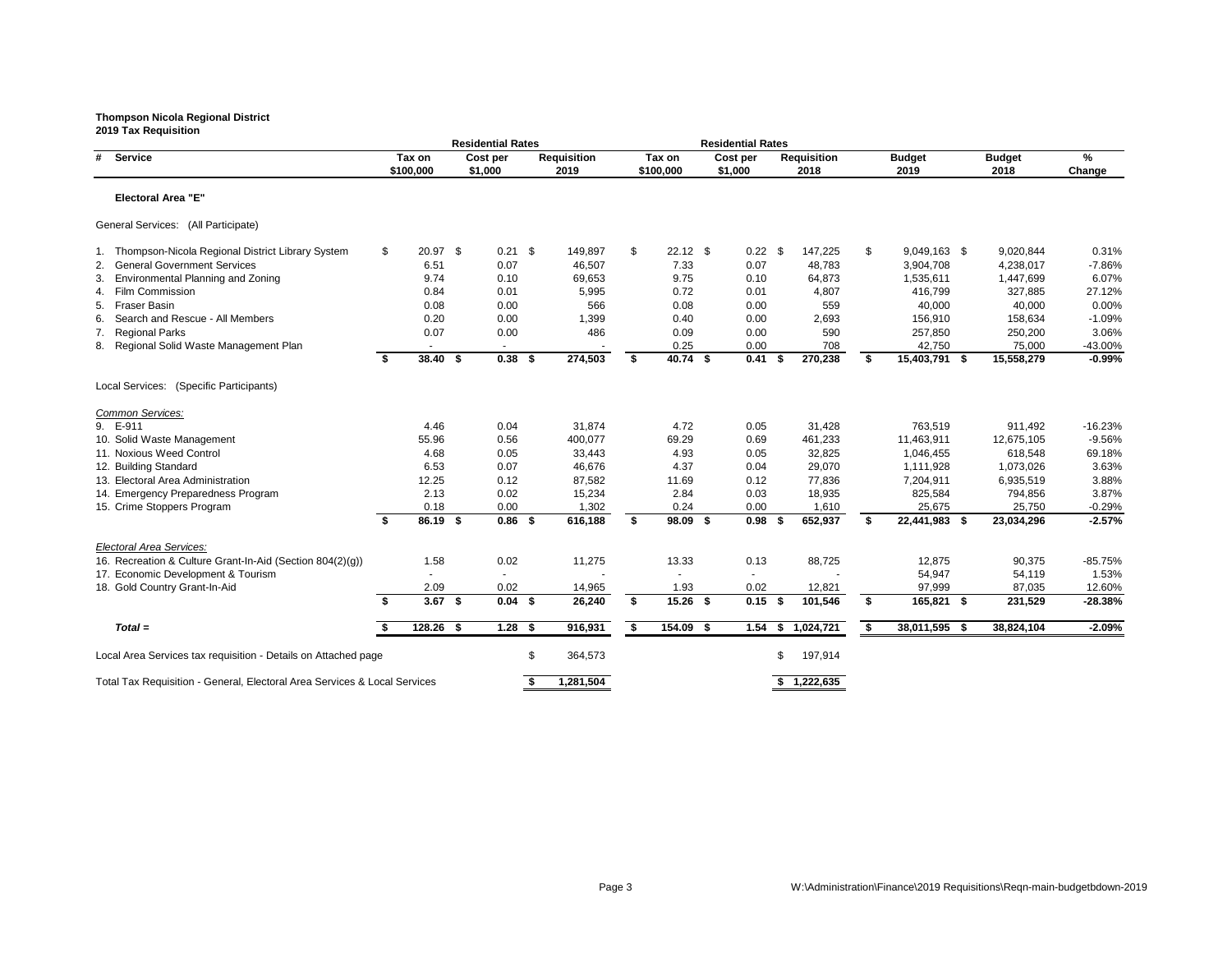**Thompson Nicola Regional District**
**2019 Tax Requisition**

| # | Service | Residential Rates Tax on $100,000 | Residential Rates Cost per $1,000 | Requisition 2019 | Residential Rates Tax on $100,000 | Residential Rates Cost per $1,000 | Requisition 2018 | Budget 2019 | Budget 2018 | % Change |
|---|---|---|---|---|---|---|---|---|---|---|
| | **Electoral Area "E"** | | | | | | | | | |
| | General Services: (All Participate) | | | | | | | | | |
| 1. | Thompson-Nicola Regional District Library System | $ 20.97 | $ 0.21 | $ 149,897 | $ 22.12 | $ 0.22 | $ 147,225 | $ 9,049,163 | $ 9,020,844 | 0.31% |
| 2. | General Government Services | 6.51 | 0.07 | 46,507 | 7.33 | 0.07 | 48,783 | 3,904,708 | 4,238,017 | -7.86% |
| 3. | Environmental Planning and Zoning | 9.74 | 0.10 | 69,653 | 9.75 | 0.10 | 64,873 | 1,535,611 | 1,447,699 | 6.07% |
| 4. | Film Commission | 0.84 | 0.01 | 5,995 | 0.72 | 0.01 | 4,807 | 416,799 | 327,885 | 27.12% |
| 5. | Fraser Basin | 0.08 | 0.00 | 566 | 0.08 | 0.00 | 559 | 40,000 | 40,000 | 0.00% |
| 6. | Search and Rescue - All Members | 0.20 | 0.00 | 1,399 | 0.40 | 0.00 | 2,693 | 156,910 | 158,634 | -1.09% |
| 7. | Regional Parks | 0.07 | 0.00 | 486 | 0.09 | 0.00 | 590 | 257,850 | 250,200 | 3.06% |
| 8. | Regional Solid Waste Management Plan | - | - | - | 0.25 | 0.00 | 708 | 42,750 | 75,000 | -43.00% |
| | | **$ 38.40** | **$ 0.38** | **$ 274,503** | **$ 40.74** | **$ 0.41** | **$ 270,238** | **$ 15,403,791** | **$ 15,558,279** | **-0.99%** |
| | Local Services: (Specific Participants) | | | | | | | | | |
| | *Common Services:* | | | | | | | | | |
| 9. | E-911 | 4.46 | 0.04 | 31,874 | 4.72 | 0.05 | 31,428 | 763,519 | 911,492 | -16.23% |
| 10. | Solid Waste Management | 55.96 | 0.56 | 400,077 | 69.29 | 0.69 | 461,233 | 11,463,911 | 12,675,105 | -9.56% |
| 11. | Noxious Weed Control | 4.68 | 0.05 | 33,443 | 4.93 | 0.05 | 32,825 | 1,046,455 | 618,548 | 69.18% |
| 12. | Building Standard | 6.53 | 0.07 | 46,676 | 4.37 | 0.04 | 29,070 | 1,111,928 | 1,073,026 | 3.63% |
| 13. | Electoral Area Administration | 12.25 | 0.12 | 87,582 | 11.69 | 0.12 | 77,836 | 7,204,911 | 6,935,519 | 3.88% |
| 14. | Emergency Preparedness Program | 2.13 | 0.02 | 15,234 | 2.84 | 0.03 | 18,935 | 825,584 | 794,856 | 3.87% |
| 15. | Crime Stoppers Program | 0.18 | 0.00 | 1,302 | 0.24 | 0.00 | 1,610 | 25,675 | 25,750 | -0.29% |
| | | **$ 86.19** | **$ 0.86** | **$ 616,188** | **$ 98.09** | **$ 0.98** | **$ 652,937** | **$ 22,441,983** | **$ 23,034,296** | **-2.57%** |
| | *Electoral Area Services:* | | | | | | | | | |
| 16. | Recreation & Culture Grant-In-Aid (Section 804(2)(g)) | 1.58 | 0.02 | 11,275 | 13.33 | 0.13 | 88,725 | 12,875 | 90,375 | -85.75% |
| 17. | Economic Development & Tourism | - | - | - | - | - | - | 54,947 | 54,119 | 1.53% |
| 18. | Gold Country Grant-In-Aid | 2.09 | 0.02 | 14,965 | 1.93 | 0.02 | 12,821 | 97,999 | 87,035 | 12.60% |
| | | **$ 3.67** | **$ 0.04** | **$ 26,240** | **$ 15.26** | **$ 0.15** | **$ 101,546** | **$ 165,821** | **$ 231,529** | **-28.38%** |
| | ***Total =*** | **$ 128.26** | **$ 1.28** | **$ 916,931** | **$ 154.09** | **$ 1.54** | **$ 1,024,721** | **$ 38,011,595** | **$ 38,824,104** | **-2.09%** |
| | Local Area Services tax requisition - Details on Attached page | | | $ 364,573 | | | $ 197,914 | | | |
| | Total Tax Requisition - General, Electoral Area Services & Local Services | | | **$ 1,281,504** | | | **$ 1,222,635** | | | |

W:\Administration\Finance\2019 Requisitions\Reqn-main-budgetbdown-2019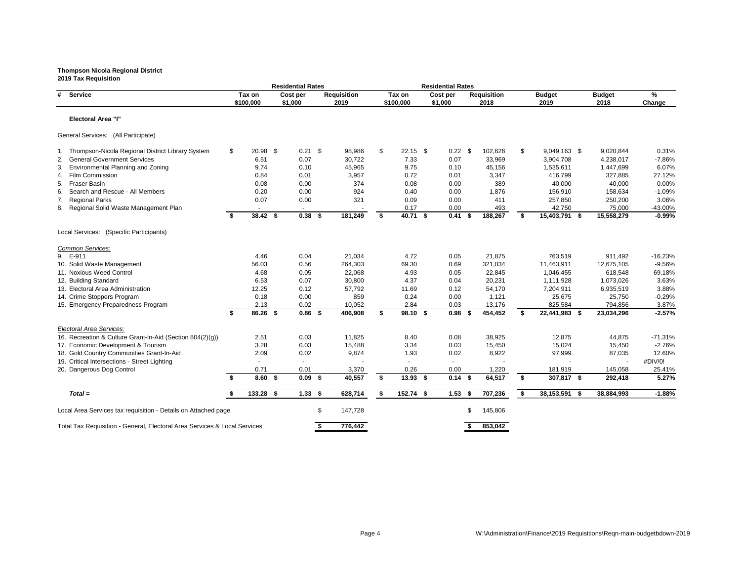**Thompson Nicola Regional District**
**2019 Tax Requisition**

| # | Service | Residential Rates Tax on $100,000 | Residential Rates Cost per $1,000 | Requisition 2019 | Residential Rates Tax on $100,000 | Residential Rates Cost per $1,000 | Requisition 2018 | Budget 2019 | Budget 2018 | % Change |
|---|---|---|---|---|---|---|---|---|---|---|
| | **Electoral Area "I"** | | | | | | | | | |
| | General Services: (All Participate) | | | | | | | | | |
| 1. | Thompson-Nicola Regional District Library System | $ 20.98 | $ 0.21 | $ 98,986 | $ 22.15 | $ 0.22 | $ 102,626 | $ 9,049,163 | $ 9,020,844 | 0.31% |
| 2. | General Government Services | 6.51 | 0.07 | 30,722 | 7.33 | 0.07 | 33,969 | 3,904,708 | 4,238,017 | -7.86% |
| 3. | Environmental Planning and Zoning | 9.74 | 0.10 | 45,965 | 9.75 | 0.10 | 45,156 | 1,535,611 | 1,447,699 | 6.07% |
| 4. | Film Commission | 0.84 | 0.01 | 3,957 | 0.72 | 0.01 | 3,347 | 416,799 | 327,885 | 27.12% |
| 5. | Fraser Basin | 0.08 | 0.00 | 374 | 0.08 | 0.00 | 389 | 40,000 | 40,000 | 0.00% |
| 6. | Search and Rescue - All Members | 0.20 | 0.00 | 924 | 0.40 | 0.00 | 1,876 | 156,910 | 158,634 | -1.09% |
| 7. | Regional Parks | 0.07 | 0.00 | 321 | 0.09 | 0.00 | 411 | 257,850 | 250,200 | 3.06% |
| 8. | Regional Solid Waste Management Plan | - | - | - | 0.17 | 0.00 | 493 | 42,750 | 75,000 | -43.00% |
| | | **$ 38.42** | **$ 0.38** | **$ 181,249** | **$ 40.71** | **$ 0.41** | **$ 188,267** | **$ 15,403,791** | **$ 15,558,279** | **-0.99%** |
| | Local Services: (Specific Participants) | | | | | | | | | |
| | *Common Services:* | | | | | | | | | |
| 9. | E-911 | 4.46 | 0.04 | 21,034 | 4.72 | 0.05 | 21,875 | 763,519 | 911,492 | -16.23% |
| 10. | Solid Waste Management | 56.03 | 0.56 | 264,303 | 69.30 | 0.69 | 321,034 | 11,463,911 | 12,675,105 | -9.56% |
| 11. | Noxious Weed Control | 4.68 | 0.05 | 22,068 | 4.93 | 0.05 | 22,845 | 1,046,455 | 618,548 | 69.18% |
| 12. | Building Standard | 6.53 | 0.07 | 30,800 | 4.37 | 0.04 | 20,231 | 1,111,928 | 1,073,026 | 3.63% |
| 13. | Electoral Area Administration | 12.25 | 0.12 | 57,792 | 11.69 | 0.12 | 54,170 | 7,204,911 | 6,935,519 | 3.88% |
| 14. | Crime Stoppers Program | 0.18 | 0.00 | 859 | 0.24 | 0.00 | 1,121 | 25,675 | 25,750 | -0.29% |
| 15. | Emergency Preparedness Program | 2.13 | 0.02 | 10,052 | 2.84 | 0.03 | 13,176 | 825,584 | 794,856 | 3.87% |
| | | **$ 86.26** | **$ 0.86** | **$ 406,908** | **$ 98.10** | **$ 0.98** | **$ 454,452** | **$ 22,441,983** | **$ 23,034,296** | **-2.57%** |
| | *Electoral Area Services:* | | | | | | | | | |
| 16. | Recreation & Culture Grant-In-Aid (Section 804(2)(g)) | 2.51 | 0.03 | 11,825 | 8.40 | 0.08 | 38,925 | 12,875 | 44,875 | -71.31% |
| 17. | Economic Development & Tourism | 3.28 | 0.03 | 15,488 | 3.34 | 0.03 | 15,450 | 15,024 | 15,450 | -2.76% |
| 18. | Gold Country Communities Grant-In-Aid | 2.09 | 0.02 | 9,874 | 1.93 | 0.02 | 8,922 | 97,999 | 87,035 | 12.60% |
| 19. | Critical Intersections - Street Lighting | - | - | - | - | - | - | - | - | #DIV/0! |
| 20. | Dangerous Dog Control | 0.71 | 0.01 | 3,370 | 0.26 | 0.00 | 1,220 | 181,919 | 145,058 | 25.41% |
| | | **$ 8.60** | **$ 0.09** | **$ 40,557** | **$ 13.93** | **$ 0.14** | **$ 64,517** | **$ 307,817** | **$ 292,418** | **5.27%** |
| | ***Total =*** | **$ 133.28** | **$ 1.33** | **$ 628,714** | **$ 152.74** | **$ 1.53** | **$ 707,236** | **$ 38,153,591** | **$ 38,884,993** | **-1.88%** |
| | Local Area Services tax requisition - Details on Attached page | | | $ 147,728 | | | $ 145,806 | | | |
| | Total Tax Requisition - General, Electoral Area Services & Local Services | | | **$ 776,442** | | | **$ 853,042** | | | |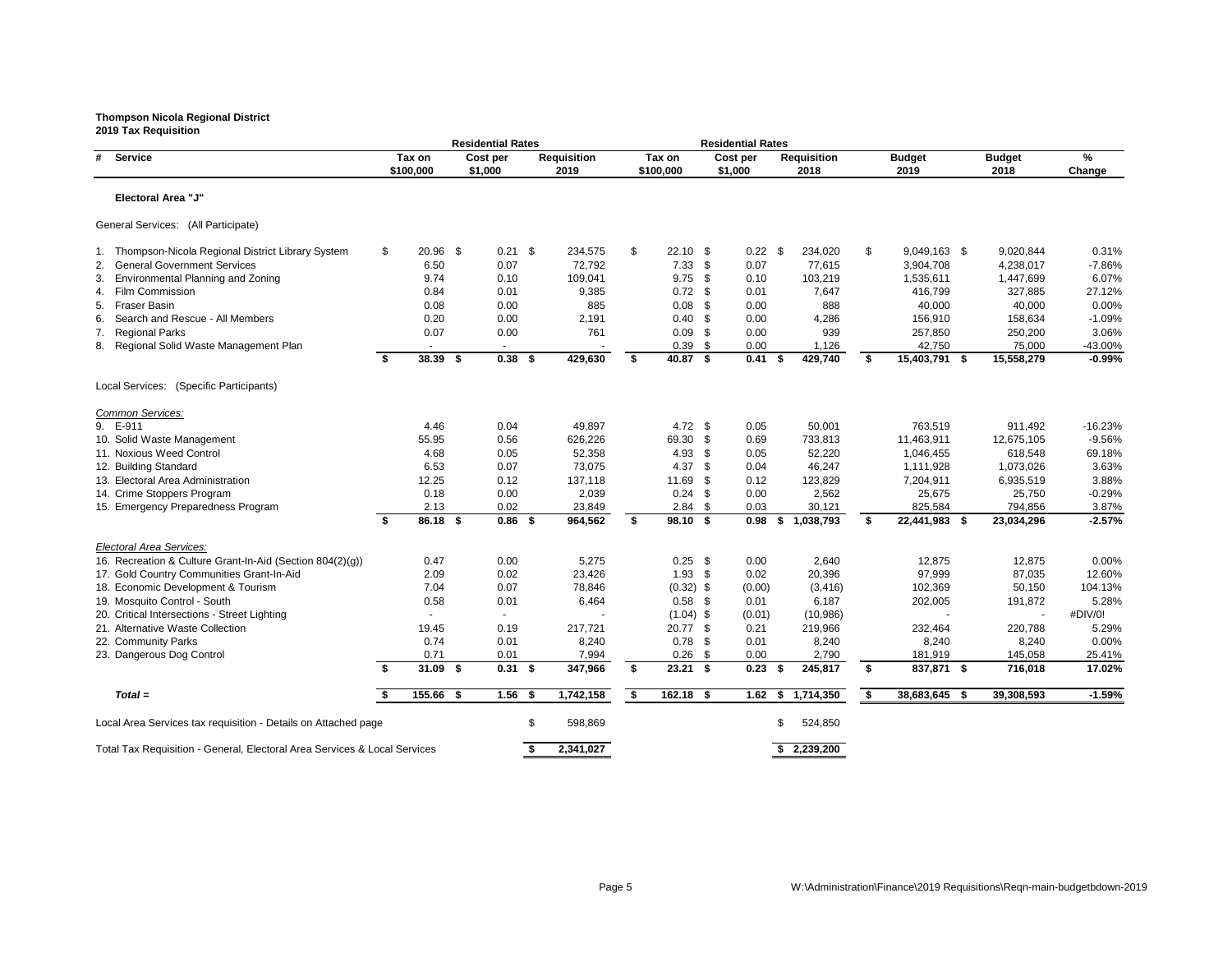**Thompson Nicola Regional District**
**2019 Tax Requisition**

| # | Service | Residential Rates Tax on $100,000 | Residential Rates Cost per $1,000 | Requisition 2019 | Residential Rates Tax on $100,000 | Residential Rates Cost per $1,000 | Requisition 2018 | Budget 2019 | Budget 2018 | % Change |
|---|---|---|---|---|---|---|---|---|---|---|
| | **Electoral Area "J"** | | | | | | | | | |
| | General Services: (All Participate) | | | | | | | | | |
| 1. | Thompson-Nicola Regional District Library System | $ 20.96 | $ 0.21 | $ 234,575 | $ 22.10 | $ 0.22 | $ 234,020 | $ 9,049,163 | $ 9,020,844 | 0.31% |
| 2. | General Government Services | 6.50 | 0.07 | 72,792 | 7.33 | $ 0.07 | 77,615 | 3,904,708 | 4,238,017 | -7.86% |
| 3. | Environmental Planning and Zoning | 9.74 | 0.10 | 109,041 | 9.75 | $ 0.10 | 103,219 | 1,535,611 | 1,447,699 | 6.07% |
| 4. | Film Commission | 0.84 | 0.01 | 9,385 | 0.72 | $ 0.01 | 7,647 | 416,799 | 327,885 | 27.12% |
| 5. | Fraser Basin | 0.08 | 0.00 | 885 | 0.08 | $ 0.00 | 888 | 40,000 | 40,000 | 0.00% |
| 6. | Search and Rescue - All Members | 0.20 | 0.00 | 2,191 | 0.40 | $ 0.00 | 4,286 | 156,910 | 158,634 | -1.09% |
| 7. | Regional Parks | 0.07 | 0.00 | 761 | 0.09 | $ 0.00 | 939 | 257,850 | 250,200 | 3.06% |
| 8. | Regional Solid Waste Management Plan | - | - | - | 0.39 | $ 0.00 | 1,126 | 42,750 | 75,000 | -43.00% |
| | | **$ 38.39** | **$ 0.38** | **$ 429,630** | **$ 40.87** | **$ 0.41** | **$ 429,740** | **$ 15,403,791** | **$ 15,558,279** | **-0.99%** |
| | Local Services: (Specific Participants) | | | | | | | | | |
| | *Common Services:* | | | | | | | | | |
| 9. | E-911 | 4.46 | 0.04 | 49,897 | 4.72 | $ 0.05 | 50,001 | 763,519 | 911,492 | -16.23% |
| 10. | Solid Waste Management | 55.95 | 0.56 | 626,226 | 69.30 | $ 0.69 | 733,813 | 11,463,911 | 12,675,105 | -9.56% |
| 11. | Noxious Weed Control | 4.68 | 0.05 | 52,358 | 4.93 | $ 0.05 | 52,220 | 1,046,455 | 618,548 | 69.18% |
| 12. | Building Standard | 6.53 | 0.07 | 73,075 | 4.37 | $ 0.04 | 46,247 | 1,111,928 | 1,073,026 | 3.63% |
| 13. | Electoral Area Administration | 12.25 | 0.12 | 137,118 | 11.69 | $ 0.12 | 123,829 | 7,204,911 | 6,935,519 | 3.88% |
| 14. | Crime Stoppers Program | 0.18 | 0.00 | 2,039 | 0.24 | $ 0.00 | 2,562 | 25,675 | 25,750 | -0.29% |
| 15. | Emergency Preparedness Program | 2.13 | 0.02 | 23,849 | 2.84 | $ 0.03 | 30,121 | 825,584 | 794,856 | 3.87% |
| | | **$ 86.18** | **$ 0.86** | **$ 964,562** | **$ 98.10** | **$ 0.98** | **$ 1,038,793** | **$ 22,441,983** | **$ 23,034,296** | **-2.57%** |
| | *Electoral Area Services:* | | | | | | | | | |
| 16. | Recreation & Culture Grant-In-Aid (Section 804(2)(g)) | 0.47 | 0.00 | 5,275 | 0.25 | $ 0.00 | 2,640 | 12,875 | 12,875 | 0.00% |
| 17. | Gold Country Communities Grant-In-Aid | 2.09 | 0.02 | 23,426 | 1.93 | $ 0.02 | 20,396 | 97,999 | 87,035 | 12.60% |
| 18. | Economic Development & Tourism | 7.04 | 0.07 | 78,846 | (0.32) | $ (0.00) | (3,416) | 102,369 | 50,150 | 104.13% |
| 19. | Mosquito Control - South | 0.58 | 0.01 | 6,464 | 0.58 | $ 0.01 | 6,187 | 202,005 | 191,872 | 5.28% |
| 20. | Critical Intersections - Street Lighting | - | - | - | (1.04) | $ (0.01) | (10,986) | - | - | #DIV/0! |
| 21. | Alternative Waste Collection | 19.45 | 0.19 | 217,721 | 20.77 | $ 0.21 | 219,966 | 232,464 | 220,788 | 5.29% |
| 22. | Community Parks | 0.74 | 0.01 | 8,240 | 0.78 | $ 0.01 | 8,240 | 8,240 | 8,240 | 0.00% |
| 23. | Dangerous Dog Control | 0.71 | 0.01 | 7,994 | 0.26 | $ 0.00 | 2,790 | 181,919 | 145,058 | 25.41% |
| | | **$ 31.09** | **$ 0.31** | **$ 347,966** | **$ 23.21** | **$ 0.23** | **$ 245,817** | **$ 837,871** | **$ 716,018** | **17.02%** |
| | ***Total =*** | **$ 155.66** | **$ 1.56** | **$ 1,742,158** | **$ 162.18** | **$ 1.62** | **$ 1,714,350** | **$ 38,683,645** | **$ 39,308,593** | **-1.59%** |
| | Local Area Services tax requisition - Details on Attached page | | | $ 598,869 | | | $ 524,850 | | | |
| | Total Tax Requisition - General, Electoral Area Services & Local Services | | | **$ 2,341,027** | | | **$ 2,239,200** | | | |

W:\Administration\Finance\2019 Requisitions\Reqn-main-budgetbdown-2019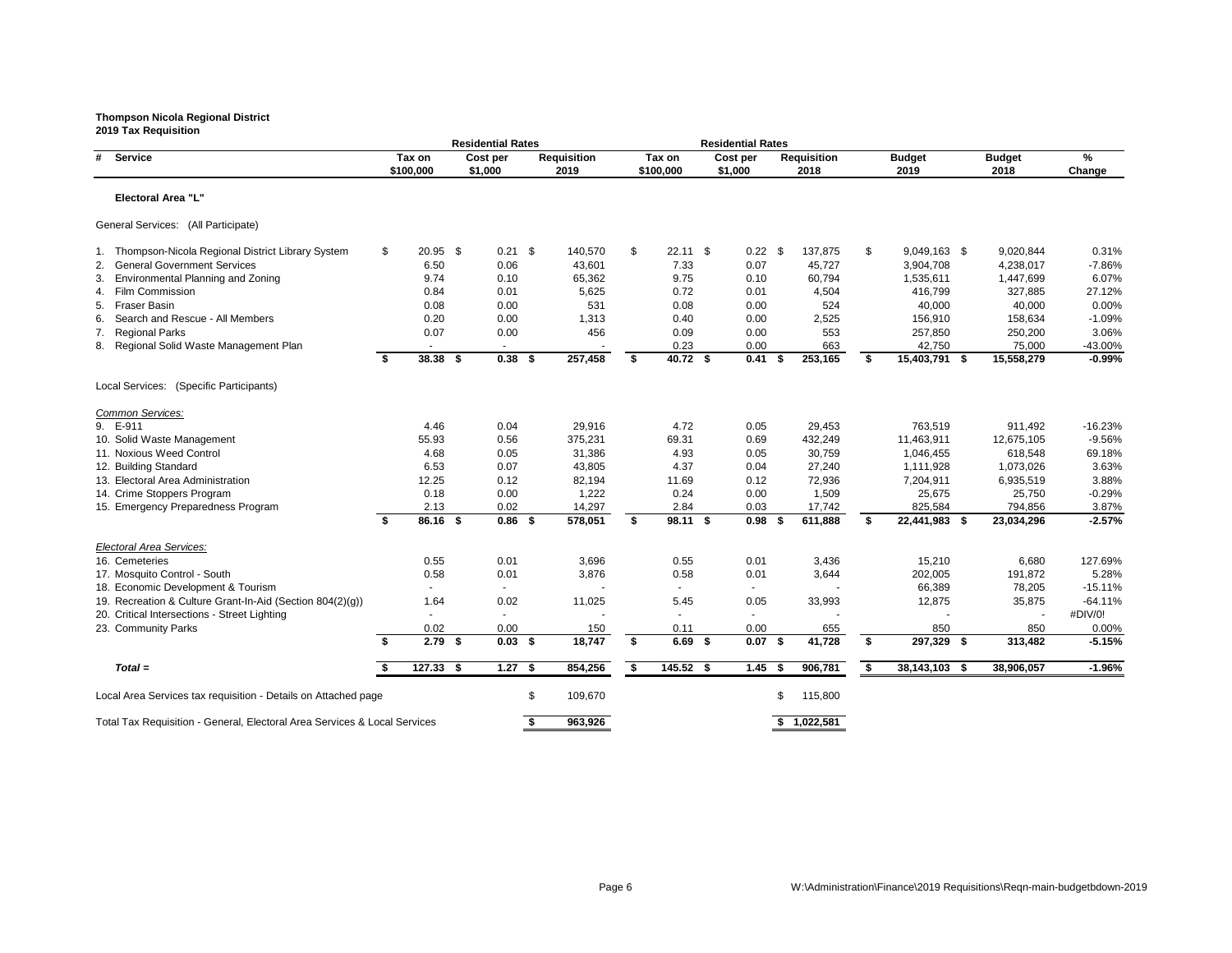**Thompson Nicola Regional District**
**2019 Tax Requisition**

| # | Service | Residential Rates Tax on $100,000 | Residential Rates Cost per $1,000 | Requisition 2019 | Residential Rates Tax on $100,000 | Residential Rates Cost per $1,000 | Requisition 2018 | Budget 2019 | Budget 2018 | % Change |
|---|---|---|---|---|---|---|---|---|---|---|
| | **Electoral Area "L"** | | | | | | | | | |
| | General Services: (All Participate) | | | | | | | | | |
| 1. | Thompson-Nicola Regional District Library System | $ 20.95 | $ 0.21 | $ 140,570 | $ 22.11 | $ 0.22 | $ 137,875 | $ 9,049,163 | $ 9,020,844 | 0.31% |
| 2. | General Government Services | 6.50 | 0.06 | 43,601 | 7.33 | 0.07 | 45,727 | 3,904,708 | 4,238,017 | -7.86% |
| 3. | Environmental Planning and Zoning | 9.74 | 0.10 | 65,362 | 9.75 | 0.10 | 60,794 | 1,535,611 | 1,447,699 | 6.07% |
| 4. | Film Commission | 0.84 | 0.01 | 5,625 | 0.72 | 0.01 | 4,504 | 416,799 | 327,885 | 27.12% |
| 5. | Fraser Basin | 0.08 | 0.00 | 531 | 0.08 | 0.00 | 524 | 40,000 | 40,000 | 0.00% |
| 6. | Search and Rescue - All Members | 0.20 | 0.00 | 1,313 | 0.40 | 0.00 | 2,525 | 156,910 | 158,634 | -1.09% |
| 7. | Regional Parks | 0.07 | 0.00 | 456 | 0.09 | 0.00 | 553 | 257,850 | 250,200 | 3.06% |
| 8. | Regional Solid Waste Management Plan | - | - | - | 0.23 | 0.00 | 663 | 42,750 | 75,000 | -43.00% |
| | | **$ 38.38** | **$ 0.38** | **$ 257,458** | **$ 40.72** | **$ 0.41** | **$ 253,165** | **$ 15,403,791** | **$ 15,558,279** | **-0.99%** |
| | Local Services: (Specific Participants) | | | | | | | | | |
| | *Common Services:* | | | | | | | | | |
| 9. | E-911 | 4.46 | 0.04 | 29,916 | 4.72 | 0.05 | 29,453 | 763,519 | 911,492 | -16.23% |
| 10. | Solid Waste Management | 55.93 | 0.56 | 375,231 | 69.31 | 0.69 | 432,249 | 11,463,911 | 12,675,105 | -9.56% |
| 11. | Noxious Weed Control | 4.68 | 0.05 | 31,386 | 4.93 | 0.05 | 30,759 | 1,046,455 | 618,548 | 69.18% |
| 12. | Building Standard | 6.53 | 0.07 | 43,805 | 4.37 | 0.04 | 27,240 | 1,111,928 | 1,073,026 | 3.63% |
| 13. | Electoral Area Administration | 12.25 | 0.12 | 82,194 | 11.69 | 0.12 | 72,936 | 7,204,911 | 6,935,519 | 3.88% |
| 14. | Crime Stoppers Program | 0.18 | 0.00 | 1,222 | 0.24 | 0.00 | 1,509 | 25,675 | 25,750 | -0.29% |
| 15. | Emergency Preparedness Program | 2.13 | 0.02 | 14,297 | 2.84 | 0.03 | 17,742 | 825,584 | 794,856 | 3.87% |
| | | **$ 86.16** | **$ 0.86** | **$ 578,051** | **$ 98.11** | **$ 0.98** | **$ 611,888** | **$ 22,441,983** | **$ 23,034,296** | **-2.57%** |
| | *Electoral Area Services:* | | | | | | | | | |
| 16. | Cemeteries | 0.55 | 0.01 | 3,696 | 0.55 | 0.01 | 3,436 | 15,210 | 6,680 | 127.69% |
| 17. | Mosquito Control - South | 0.58 | 0.01 | 3,876 | 0.58 | 0.01 | 3,644 | 202,005 | 191,872 | 5.28% |
| 18. | Economic Development & Tourism | - | - | - | - | - | - | 66,389 | 78,205 | -15.11% |
| 19. | Recreation & Culture Grant-In-Aid (Section 804(2)(g)) | 1.64 | 0.02 | 11,025 | 5.45 | 0.05 | 33,993 | 12,875 | 35,875 | -64.11% |
| 20. | Critical Intersections - Street Lighting | - | - | - | - | - | - | - | - | #DIV/0! |
| 23. | Community Parks | 0.02 | 0.00 | 150 | 0.11 | 0.00 | 655 | 850 | 850 | 0.00% |
| | | **$ 2.79** | **$ 0.03** | **$ 18,747** | **$ 6.69** | **$ 0.07** | **$ 41,728** | **$ 297,329** | **$ 313,482** | **-5.15%** |
| | ***Total =*** | **$ 127.33** | **$ 1.27** | **$ 854,256** | **$ 145.52** | **$ 1.45** | **$ 906,781** | **$ 38,143,103** | **$ 38,906,057** | **-1.96%** |

| | |  2019 | 2018 |
|---|---|---|---|
| Local Area Services tax requisition - Details on Attached page | | $ 109,670 | $ 115,800 |
| Total Tax Requisition - General, Electoral Area Services & Local Services | | **$ 963,926** | **$ 1,022,581** |

W:\Administration\Finance\2019 Requisitions\Reqn-main-budgetbdown-2019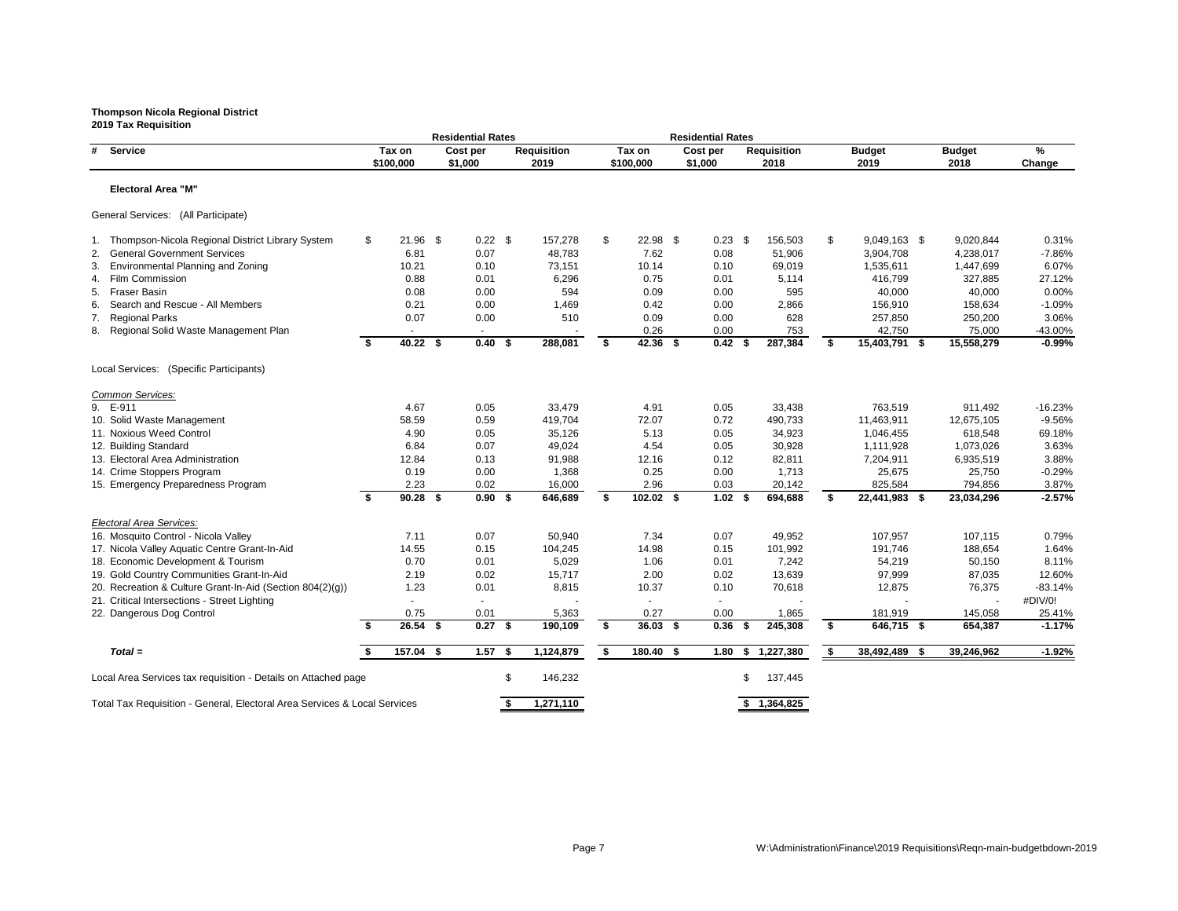**Thompson Nicola Regional District**
**2019 Tax Requisition**

| # | Service | Residential Rates Tax on $100,000 | Residential Rates Cost per $1,000 | Requisition 2019 | Residential Rates Tax on $100,000 | Residential Rates Cost per $1,000 | Requisition 2018 | Budget 2019 | Budget 2018 | % Change |
|---|---|---|---|---|---|---|---|---|---|---|
| | **Electoral Area "M"** | | | | | | | | | |
| | General Services: (All Participate) | | | | | | | | | |
| 1. | Thompson-Nicola Regional District Library System | $ 21.96 | $ 0.22 | $ 157,278 | $ 22.98 | $ 0.23 | $ 156,503 | $ 9,049,163 | $ 9,020,844 | 0.31% |
| 2. | General Government Services | 6.81 | 0.07 | 48,783 | 7.62 | 0.08 | 51,906 | 3,904,708 | 4,238,017 | -7.86% |
| 3. | Environmental Planning and Zoning | 10.21 | 0.10 | 73,151 | 10.14 | 0.10 | 69,019 | 1,535,611 | 1,447,699 | 6.07% |
| 4. | Film Commission | 0.88 | 0.01 | 6,296 | 0.75 | 0.01 | 5,114 | 416,799 | 327,885 | 27.12% |
| 5. | Fraser Basin | 0.08 | 0.00 | 594 | 0.09 | 0.00 | 595 | 40,000 | 40,000 | 0.00% |
| 6. | Search and Rescue - All Members | 0.21 | 0.00 | 1,469 | 0.42 | 0.00 | 2,866 | 156,910 | 158,634 | -1.09% |
| 7. | Regional Parks | 0.07 | 0.00 | 510 | 0.09 | 0.00 | 628 | 257,850 | 250,200 | 3.06% |
| 8. | Regional Solid Waste Management Plan | - | - | - | 0.26 | 0.00 | 753 | 42,750 | 75,000 | -43.00% |
| | | **$ 40.22** | **$ 0.40** | **$ 288,081** | **$ 42.36** | **$ 0.42** | **$ 287,384** | **$ 15,403,791** | **$ 15,558,279** | **-0.99%** |
| | Local Services: (Specific Participants) | | | | | | | | | |
| | *Common Services:* | | | | | | | | | |
| 9. | E-911 | 4.67 | 0.05 | 33,479 | 4.91 | 0.05 | 33,438 | 763,519 | 911,492 | -16.23% |
| 10. | Solid Waste Management | 58.59 | 0.59 | 419,704 | 72.07 | 0.72 | 490,733 | 11,463,911 | 12,675,105 | -9.56% |
| 11. | Noxious Weed Control | 4.90 | 0.05 | 35,126 | 5.13 | 0.05 | 34,923 | 1,046,455 | 618,548 | 69.18% |
| 12. | Building Standard | 6.84 | 0.07 | 49,024 | 4.54 | 0.05 | 30,928 | 1,111,928 | 1,073,026 | 3.63% |
| 13. | Electoral Area Administration | 12.84 | 0.13 | 91,988 | 12.16 | 0.12 | 82,811 | 7,204,911 | 6,935,519 | 3.88% |
| 14. | Crime Stoppers Program | 0.19 | 0.00 | 1,368 | 0.25 | 0.00 | 1,713 | 25,675 | 25,750 | -0.29% |
| 15. | Emergency Preparedness Program | 2.23 | 0.02 | 16,000 | 2.96 | 0.03 | 20,142 | 825,584 | 794,856 | 3.87% |
| | | **$ 90.28** | **$ 0.90** | **$ 646,689** | **$ 102.02** | **$ 1.02** | **$ 694,688** | **$ 22,441,983** | **$ 23,034,296** | **-2.57%** |
| | *Electoral Area Services:* | | | | | | | | | |
| 16. | Mosquito Control - Nicola Valley | 7.11 | 0.07 | 50,940 | 7.34 | 0.07 | 49,952 | 107,957 | 107,115 | 0.79% |
| 17. | Nicola Valley Aquatic Centre Grant-In-Aid | 14.55 | 0.15 | 104,245 | 14.98 | 0.15 | 101,992 | 191,746 | 188,654 | 1.64% |
| 18. | Economic Development & Tourism | 0.70 | 0.01 | 5,029 | 1.06 | 0.01 | 7,242 | 54,219 | 50,150 | 8.11% |
| 19. | Gold Country Communities Grant-In-Aid | 2.19 | 0.02 | 15,717 | 2.00 | 0.02 | 13,639 | 97,999 | 87,035 | 12.60% |
| 20. | Recreation & Culture Grant-In-Aid (Section 804(2)(g)) | 1.23 | 0.01 | 8,815 | 10.37 | 0.10 | 70,618 | 12,875 | 76,375 | -83.14% |
| 21. | Critical Intersections - Street Lighting | - | - | - | - | - | - | - | - | #DIV/0! |
| 22. | Dangerous Dog Control | 0.75 | 0.01 | 5,363 | 0.27 | 0.00 | 1,865 | 181,919 | 145,058 | 25.41% |
| | | **$ 26.54** | **$ 0.27** | **$ 190,109** | **$ 36.03** | **$ 0.36** | **$ 245,308** | **$ 646,715** | **$ 654,387** | **-1.17%** |
| | ***Total =*** | **$ 157.04** | **$ 1.57** | **$ 1,124,879** | **$ 180.40** | **$ 1.80** | **$ 1,227,380** | **$ 38,492,489** | **$ 39,246,962** | **-1.92%** |
| | Local Area Services tax requisition - Details on Attached page | | | $ 146,232 | | | $ 137,445 | | | |
| | Total Tax Requisition - General, Electoral Area Services & Local Services | | | **$ 1,271,110** | | | **$ 1,364,825** | | | |

W:\Administration\Finance\2019 Requisitions\Reqn-main-budgetbdown-2019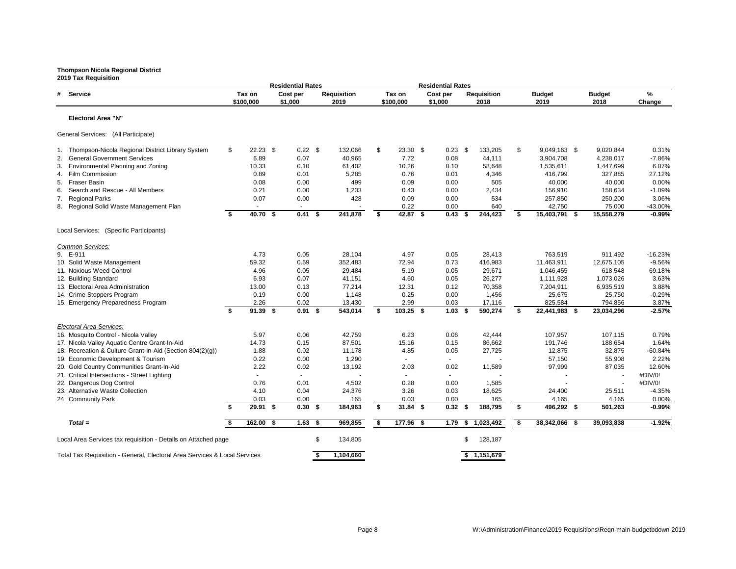**Thompson Nicola Regional District**
**2019 Tax Requisition**

| # | Service | Residential Rates Tax on $100,000 | Residential Rates Cost per $1,000 | Requisition 2019 | Residential Rates Tax on $100,000 | Residential Rates Cost per $1,000 | Requisition 2018 | Budget 2019 | Budget 2018 | % Change |
|---|---|---|---|---|---|---|---|---|---|---|
| | **Electoral Area "N"** | | | | | | | | | |
| | General Services: (All Participate) | | | | | | | | | |
| 1. | Thompson-Nicola Regional District Library System | $ 22.23 | $ 0.22 | $ 132,066 | $ 23.30 | $ 0.23 | $ 133,205 | $ 9,049,163 | $ 9,020,844 | 0.31% |
| 2. | General Government Services | 6.89 | 0.07 | 40,965 | 7.72 | 0.08 | 44,111 | 3,904,708 | 4,238,017 | -7.86% |
| 3. | Environmental Planning and Zoning | 10.33 | 0.10 | 61,402 | 10.26 | 0.10 | 58,648 | 1,535,611 | 1,447,699 | 6.07% |
| 4. | Film Commission | 0.89 | 0.01 | 5,285 | 0.76 | 0.01 | 4,346 | 416,799 | 327,885 | 27.12% |
| 5. | Fraser Basin | 0.08 | 0.00 | 499 | 0.09 | 0.00 | 505 | 40,000 | 40,000 | 0.00% |
| 6. | Search and Rescue - All Members | 0.21 | 0.00 | 1,233 | 0.43 | 0.00 | 2,434 | 156,910 | 158,634 | -1.09% |
| 7. | Regional Parks | 0.07 | 0.00 | 428 | 0.09 | 0.00 | 534 | 257,850 | 250,200 | 3.06% |
| 8. | Regional Solid Waste Management Plan | - | - | - | 0.22 | 0.00 | 640 | 42,750 | 75,000 | -43.00% |
| | | **$ 40.70** | **$ 0.41** | **$ 241,878** | **$ 42.87** | **$ 0.43** | **$ 244,423** | **$ 15,403,791** | **$ 15,558,279** | **-0.99%** |
| | Local Services: (Specific Participants) | | | | | | | | | |
| | *Common Services:* | | | | | | | | | |
| 9. | E-911 | 4.73 | 0.05 | 28,104 | 4.97 | 0.05 | 28,413 | 763,519 | 911,492 | -16.23% |
| 10. | Solid Waste Management | 59.32 | 0.59 | 352,483 | 72.94 | 0.73 | 416,983 | 11,463,911 | 12,675,105 | -9.56% |
| 11. | Noxious Weed Control | 4.96 | 0.05 | 29,484 | 5.19 | 0.05 | 29,671 | 1,046,455 | 618,548 | 69.18% |
| 12. | Building Standard | 6.93 | 0.07 | 41,151 | 4.60 | 0.05 | 26,277 | 1,111,928 | 1,073,026 | 3.63% |
| 13. | Electoral Area Administration | 13.00 | 0.13 | 77,214 | 12.31 | 0.12 | 70,358 | 7,204,911 | 6,935,519 | 3.88% |
| 14. | Crime Stoppers Program | 0.19 | 0.00 | 1,148 | 0.25 | 0.00 | 1,456 | 25,675 | 25,750 | -0.29% |
| 15. | Emergency Preparedness Program | 2.26 | 0.02 | 13,430 | 2.99 | 0.03 | 17,116 | 825,584 | 794,856 | 3.87% |
| | | **$ 91.39** | **$ 0.91** | **$ 543,014** | **$ 103.25** | **$ 1.03** | **$ 590,274** | **$ 22,441,983** | **$ 23,034,296** | **-2.57%** |
| | *Electoral Area Services:* | | | | | | | | | |
| 16. | Mosquito Control - Nicola Valley | 5.97 | 0.06 | 42,759 | 6.23 | 0.06 | 42,444 | 107,957 | 107,115 | 0.79% |
| 17. | Nicola Valley Aquatic Centre Grant-In-Aid | 14.73 | 0.15 | 87,501 | 15.16 | 0.15 | 86,662 | 191,746 | 188,654 | 1.64% |
| 18. | Recreation & Culture Grant-In-Aid (Section 804(2)(g)) | 1.88 | 0.02 | 11,178 | 4.85 | 0.05 | 27,725 | 12,875 | 32,875 | -60.84% |
| 19. | Economic Development & Tourism | 0.22 | 0.00 | 1,290 | - | - | - | 57,150 | 55,908 | 2.22% |
| 20. | Gold Country Communities Grant-In-Aid | 2.22 | 0.02 | 13,192 | 2.03 | 0.02 | 11,589 | 97,999 | 87,035 | 12.60% |
| 21. | Critical Intersections - Street Lighting | - | - | - | - | - | - | - | - | #DIV/0! |
| 22. | Dangerous Dog Control | 0.76 | 0.01 | 4,502 | 0.28 | 0.00 | 1,585 | - | - | #DIV/0! |
| 23. | Alternative Waste Collection | 4.10 | 0.04 | 24,376 | 3.26 | 0.03 | 18,625 | 24,400 | 25,511 | -4.35% |
| 24. | Community Park | 0.03 | 0.00 | 165 | 0.03 | 0.00 | 165 | 4,165 | 4,165 | 0.00% |
| | | **$ 29.91** | **$ 0.30** | **$ 184,963** | **$ 31.84** | **$ 0.32** | **$ 188,795** | **$ 496,292** | **$ 501,263** | **-0.99%** |
| | ***Total =*** | **$ 162.00** | **$ 1.63** | **$ 969,855** | **$ 177.96** | **$ 1.79** | **$ 1,023,492** | **$ 38,342,066** | **$ 39,093,838** | **-1.92%** |
| | Local Area Services tax requisition - Details on Attached page | | | $ 134,805 | | | $ 128,187 | | | |
| | Total Tax Requisition - General, Electoral Area Services & Local Services | | | **$ 1,104,660** | | | **$ 1,151,679** | | | |

W:\Administration\Finance\2019 Requisitions\Reqn-main-budgetbdown-2019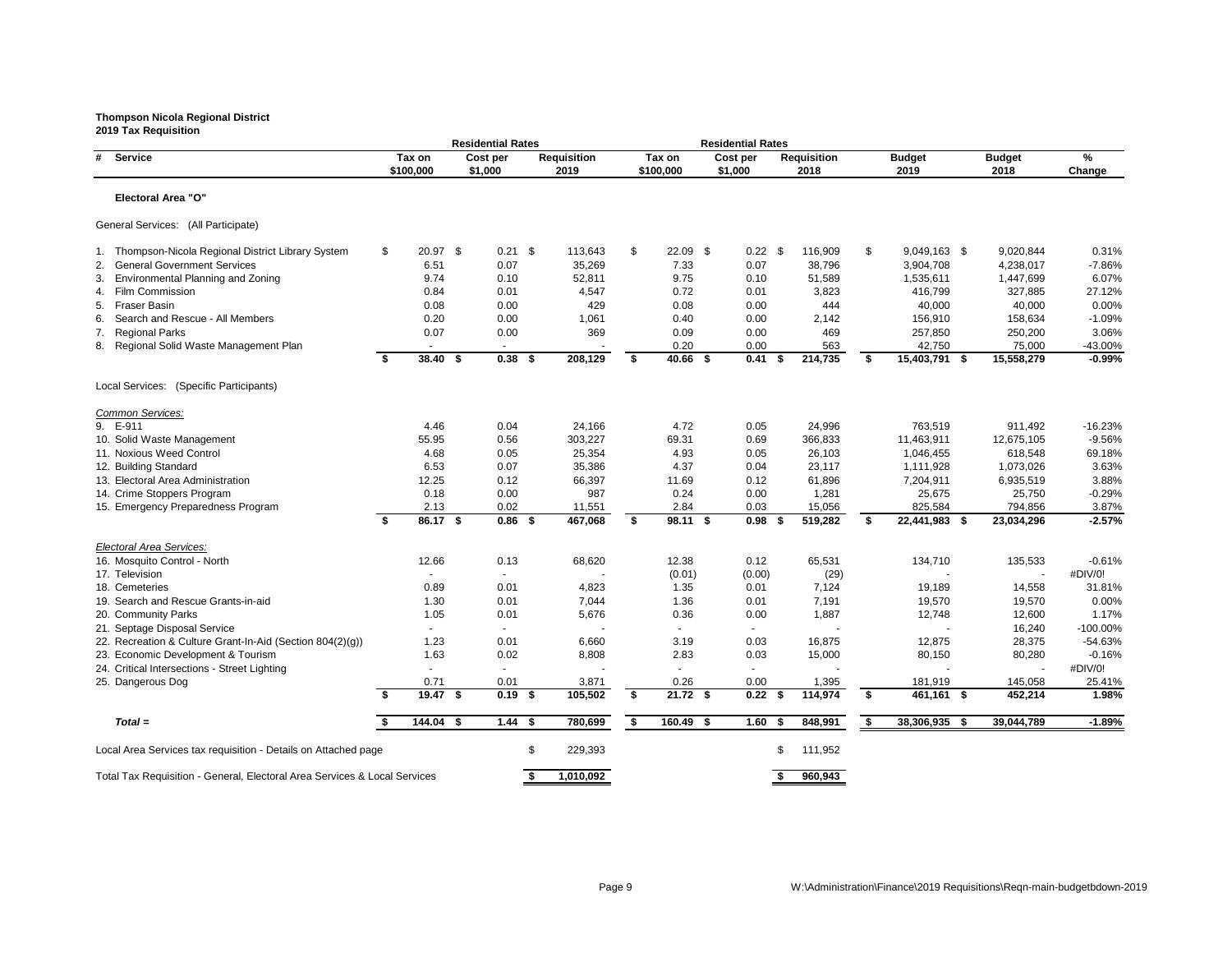**Thompson Nicola Regional District**
**2019 Tax Requisition**

| # | Service | Residential Rates | | | Residential Rates | | | | | |
|---|---|---|---|---|---|---|---|---|---|---|
| | | Tax on $100,000 | Cost per $1,000 | Requisition 2019 | Tax on $100,000 | Cost per $1,000 | Requisition 2018 | Budget 2019 | Budget 2018 | % Change |
| | **Electoral Area "O"** | | | | | | | | | |
| | General Services: (All Participate) | | | | | | | | | |
| 1. | Thompson-Nicola Regional District Library System | $ 20.97 | $ 0.21 | $ 113,643 | $ 22.09 | $ 0.22 | $ 116,909 | $ 9,049,163 | $ 9,020,844 | 0.31% |
| 2. | General Government Services | 6.51 | 0.07 | 35,269 | 7.33 | 0.07 | 38,796 | 3,904,708 | 4,238,017 | -7.86% |
| 3. | Environmental Planning and Zoning | 9.74 | 0.10 | 52,811 | 9.75 | 0.10 | 51,589 | 1,535,611 | 1,447,699 | 6.07% |
| 4. | Film Commission | 0.84 | 0.01 | 4,547 | 0.72 | 0.01 | 3,823 | 416,799 | 327,885 | 27.12% |
| 5. | Fraser Basin | 0.08 | 0.00 | 429 | 0.08 | 0.00 | 444 | 40,000 | 40,000 | 0.00% |
| 6. | Search and Rescue - All Members | 0.20 | 0.00 | 1,061 | 0.40 | 0.00 | 2,142 | 156,910 | 158,634 | -1.09% |
| 7. | Regional Parks | 0.07 | 0.00 | 369 | 0.09 | 0.00 | 469 | 257,850 | 250,200 | 3.06% |
| 8. | Regional Solid Waste Management Plan | - | - | - | 0.20 | 0.00 | 563 | 42,750 | 75,000 | -43.00% |
| | | **$ 38.40** | **$ 0.38** | **$ 208,129** | **$ 40.66** | **$ 0.41** | **$ 214,735** | **$ 15,403,791** | **$ 15,558,279** | **-0.99%** |
| | Local Services: (Specific Participants) | | | | | | | | | |
| | *Common Services:* | | | | | | | | | |
| 9. | E-911 | 4.46 | 0.04 | 24,166 | 4.72 | 0.05 | 24,996 | 763,519 | 911,492 | -16.23% |
| 10. | Solid Waste Management | 55.95 | 0.56 | 303,227 | 69.31 | 0.69 | 366,833 | 11,463,911 | 12,675,105 | -9.56% |
| 11. | Noxious Weed Control | 4.68 | 0.05 | 25,354 | 4.93 | 0.05 | 26,103 | 1,046,455 | 618,548 | 69.18% |
| 12. | Building Standard | 6.53 | 0.07 | 35,386 | 4.37 | 0.04 | 23,117 | 1,111,928 | 1,073,026 | 3.63% |
| 13. | Electoral Area Administration | 12.25 | 0.12 | 66,397 | 11.69 | 0.12 | 61,896 | 7,204,911 | 6,935,519 | 3.88% |
| 14. | Crime Stoppers Program | 0.18 | 0.00 | 987 | 0.24 | 0.00 | 1,281 | 25,675 | 25,750 | -0.29% |
| 15. | Emergency Preparedness Program | 2.13 | 0.02 | 11,551 | 2.84 | 0.03 | 15,056 | 825,584 | 794,856 | 3.87% |
| | | **$ 86.17** | **$ 0.86** | **$ 467,068** | **$ 98.11** | **$ 0.98** | **$ 519,282** | **$ 22,441,983** | **$ 23,034,296** | **-2.57%** |
| | *Electoral Area Services:* | | | | | | | | | |
| 16. | Mosquito Control - North | 12.66 | 0.13 | 68,620 | 12.38 | 0.12 | 65,531 | 134,710 | 135,533 | -0.61% |
| 17. | Television | - | - | - | (0.01) | (0.00) | (29) | - | - | #DIV/0! |
| 18. | Cemeteries | 0.89 | 0.01 | 4,823 | 1.35 | 0.01 | 7,124 | 19,189 | 14,558 | 31.81% |
| 19. | Search and Rescue Grants-in-aid | 1.30 | 0.01 | 7,044 | 1.36 | 0.01 | 7,191 | 19,570 | 19,570 | 0.00% |
| 20. | Community Parks | 1.05 | 0.01 | 5,676 | 0.36 | 0.00 | 1,887 | 12,748 | 12,600 | 1.17% |
| 21. | Septage Disposal Service | - | - | - | - | - | - | - | 16,240 | -100.00% |
| 22. | Recreation & Culture Grant-In-Aid (Section 804(2)(g)) | 1.23 | 0.01 | 6,660 | 3.19 | 0.03 | 16,875 | 12,875 | 28,375 | -54.63% |
| 23. | Economic Development & Tourism | 1.63 | 0.02 | 8,808 | 2.83 | 0.03 | 15,000 | 80,150 | 80,280 | -0.16% |
| 24. | Critical Intersections - Street Lighting | - | - | - | - | - | - | - | - | #DIV/0! |
| 25. | Dangerous Dog | 0.71 | 0.01 | 3,871 | 0.26 | 0.00 | 1,395 | 181,919 | 145,058 | 25.41% |
| | | **$ 19.47** | **$ 0.19** | **$ 105,502** | **$ 21.72** | **$ 0.22** | **$ 114,974** | **$ 461,161** | **$ 452,214** | **1.98%** |
| | ***Total =*** | **$ 144.04** | **$ 1.44** | **$ 780,699** | **$ 160.49** | **$ 1.60** | **$ 848,991** | **$ 38,306,935** | **$ 39,044,789** | **-1.89%** |
| | Local Area Services tax requisition - Details on Attached page | | | $ 229,393 | | | $ 111,952 | | | |
| | Total Tax Requisition - General, Electoral Area Services & Local Services | | | **$ 1,010,092** | | | **$ 960,943** | | | |

W:\Administration\Finance\2019 Requisitions\Reqn-main-budgetbdown-2019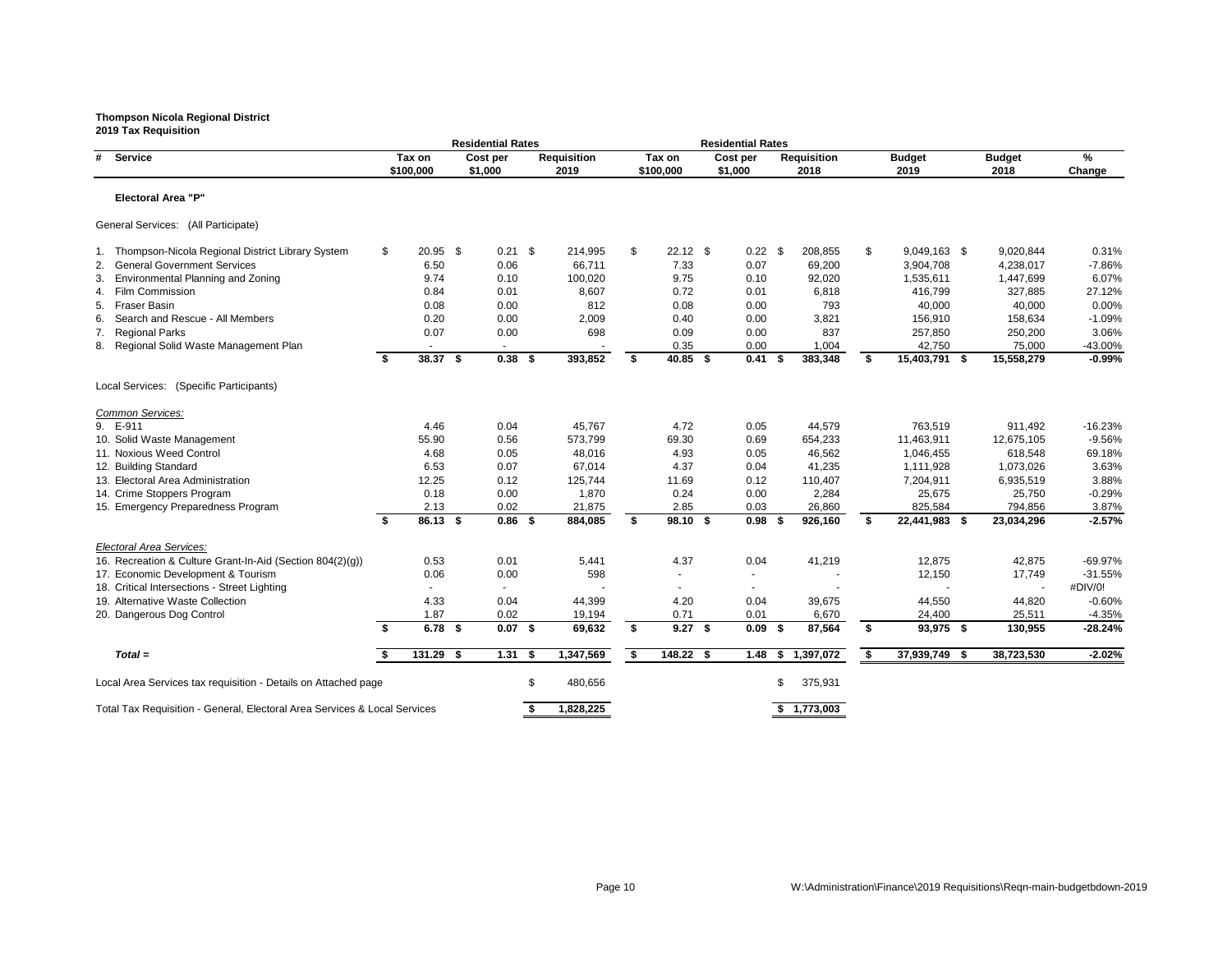**Thompson Nicola Regional District**
**2019 Tax Requisition**

| # | Service | Residential Rates Tax on $100,000 | Residential Rates Cost per $1,000 | Requisition 2019 | Residential Rates Tax on $100,000 | Residential Rates Cost per $1,000 | Requisition 2018 | Budget 2019 | Budget 2018 | % Change |
|---|---|---|---|---|---|---|---|---|---|---|
| | **Electoral Area "P"** | | | | | | | | | |
| | General Services: (All Participate) | | | | | | | | | |
| 1. | Thompson-Nicola Regional District Library System | $ 20.95 | $ 0.21 | $ 214,995 | $ 22.12 | $ 0.22 | $ 208,855 | $ 9,049,163 | $ 9,020,844 | 0.31% |
| 2. | General Government Services | 6.50 | 0.06 | 66,711 | 7.33 | 0.07 | 69,200 | 3,904,708 | 4,238,017 | -7.86% |
| 3. | Environmental Planning and Zoning | 9.74 | 0.10 | 100,020 | 9.75 | 0.10 | 92,020 | 1,535,611 | 1,447,699 | 6.07% |
| 4. | Film Commission | 0.84 | 0.01 | 8,607 | 0.72 | 0.01 | 6,818 | 416,799 | 327,885 | 27.12% |
| 5. | Fraser Basin | 0.08 | 0.00 | 812 | 0.08 | 0.00 | 793 | 40,000 | 40,000 | 0.00% |
| 6. | Search and Rescue - All Members | 0.20 | 0.00 | 2,009 | 0.40 | 0.00 | 3,821 | 156,910 | 158,634 | -1.09% |
| 7. | Regional Parks | 0.07 | 0.00 | 698 | 0.09 | 0.00 | 837 | 257,850 | 250,200 | 3.06% |
| 8. | Regional Solid Waste Management Plan | - | - | - | 0.35 | 0.00 | 1,004 | 42,750 | 75,000 | -43.00% |
| | | **$ 38.37** | **$ 0.38** | **$ 393,852** | **$ 40.85** | **$ 0.41** | **$ 383,348** | **$ 15,403,791** | **$ 15,558,279** | **-0.99%** |
| | Local Services: (Specific Participants) | | | | | | | | | |
| | *Common Services:* | | | | | | | | | |
| 9. | E-911 | 4.46 | 0.04 | 45,767 | 4.72 | 0.05 | 44,579 | 763,519 | 911,492 | -16.23% |
| 10. | Solid Waste Management | 55.90 | 0.56 | 573,799 | 69.30 | 0.69 | 654,233 | 11,463,911 | 12,675,105 | -9.56% |
| 11. | Noxious Weed Control | 4.68 | 0.05 | 48,016 | 4.93 | 0.05 | 46,562 | 1,046,455 | 618,548 | 69.18% |
| 12. | Building Standard | 6.53 | 0.07 | 67,014 | 4.37 | 0.04 | 41,235 | 1,111,928 | 1,073,026 | 3.63% |
| 13. | Electoral Area Administration | 12.25 | 0.12 | 125,744 | 11.69 | 0.12 | 110,407 | 7,204,911 | 6,935,519 | 3.88% |
| 14. | Crime Stoppers Program | 0.18 | 0.00 | 1,870 | 0.24 | 0.00 | 2,284 | 25,675 | 25,750 | -0.29% |
| 15. | Emergency Preparedness Program | 2.13 | 0.02 | 21,875 | 2.85 | 0.03 | 26,860 | 825,584 | 794,856 | 3.87% |
| | | **$ 86.13** | **$ 0.86** | **$ 884,085** | **$ 98.10** | **$ 0.98** | **$ 926,160** | **$ 22,441,983** | **$ 23,034,296** | **-2.57%** |
| | *Electoral Area Services:* | | | | | | | | | |
| 16. | Recreation & Culture Grant-In-Aid (Section 804(2)(g)) | 0.53 | 0.01 | 5,441 | 4.37 | 0.04 | 41,219 | 12,875 | 42,875 | -69.97% |
| 17. | Economic Development & Tourism | 0.06 | 0.00 | 598 | - | - | - | 12,150 | 17,749 | -31.55% |
| 18. | Critical Intersections - Street Lighting | - | - | - | - | - | - | - | - | #DIV/0! |
| 19. | Alternative Waste Collection | 4.33 | 0.04 | 44,399 | 4.20 | 0.04 | 39,675 | 44,550 | 44,820 | -0.60% |
| 20. | Dangerous Dog Control | 1.87 | 0.02 | 19,194 | 0.71 | 0.01 | 6,670 | 24,400 | 25,511 | -4.35% |
| | | **$ 6.78** | **$ 0.07** | **$ 69,632** | **$ 9.27** | **$ 0.09** | **$ 87,564** | **$ 93,975** | **$ 130,955** | **-28.24%** |
| | ***Total =*** | **$ 131.29** | **$ 1.31** | **$ 1,347,569** | **$ 148.22** | **$ 1.48** | **$ 1,397,072** | **$ 37,939,749** | **$ 38,723,530** | **-2.02%** |
| | Local Area Services tax requisition - Details on Attached page | | | $ 480,656 | | | $ 375,931 | | | |
| | Total Tax Requisition - General, Electoral Area Services & Local Services | | | **$ 1,828,225** | | | **$ 1,773,003** | | | |

W:\Administration\Finance\2019 Requisitions\Reqn-main-budgetbdown-2019